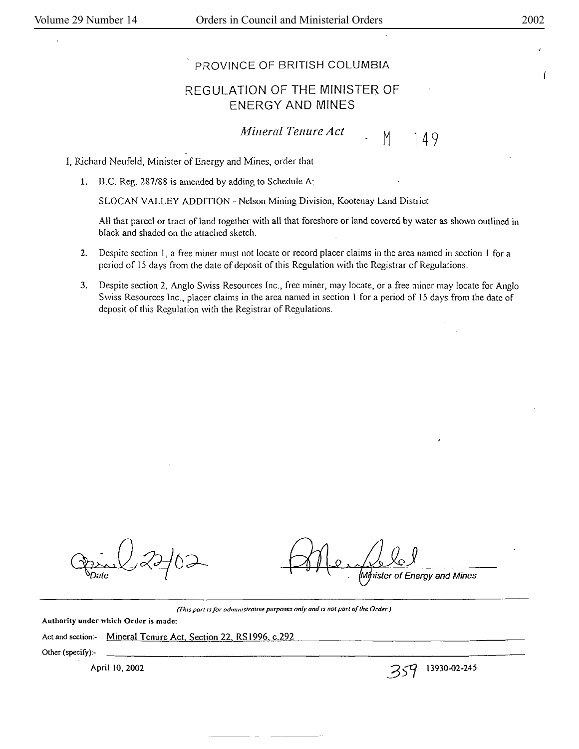# PROVINCE OF BRITISH COLUMBIA

## REGULATION OF THE MINISTER OF ENERGY AND MINES

*Mineral Tenure Act* - M 149

I, Richard Neufeld, Minister of Energy and Mines, order that

1. B.C. Reg. 287/88 is amended by adding to Schedule A:

   SLOCAN VALLEY ADDITION - Nelson Mining Division, Kootenay Land District

   All that parcel or tract of land together with all that foreshore or land covered by water as shown outlined in black and shaded on the attached sketch.

2. Despite section 1, a free miner must not locate or record placer claims in the area named in section 1 for a period of 15 days from the date of deposit of this Regulation with the Registrar of Regulations.

3. Despite section 2, Anglo Swiss Resources Inc., free miner, may locate, or a free miner may locate for Anglo Swiss Resources Inc., placer claims in the area named in section 1 for a period of 15 days from the date of deposit of this Regulation with the Registrar of Regulations.

April 22/02
Date

Minister of Energy and Mines

*(This part is for administrative purposes only and is not part of the Order.)*

**Authority under which Order is made:**

Act and section:- Mineral Tenure Act, Section 22, RS1996, c.292

Other (specify):-

April 10, 2002

359 13930-02-245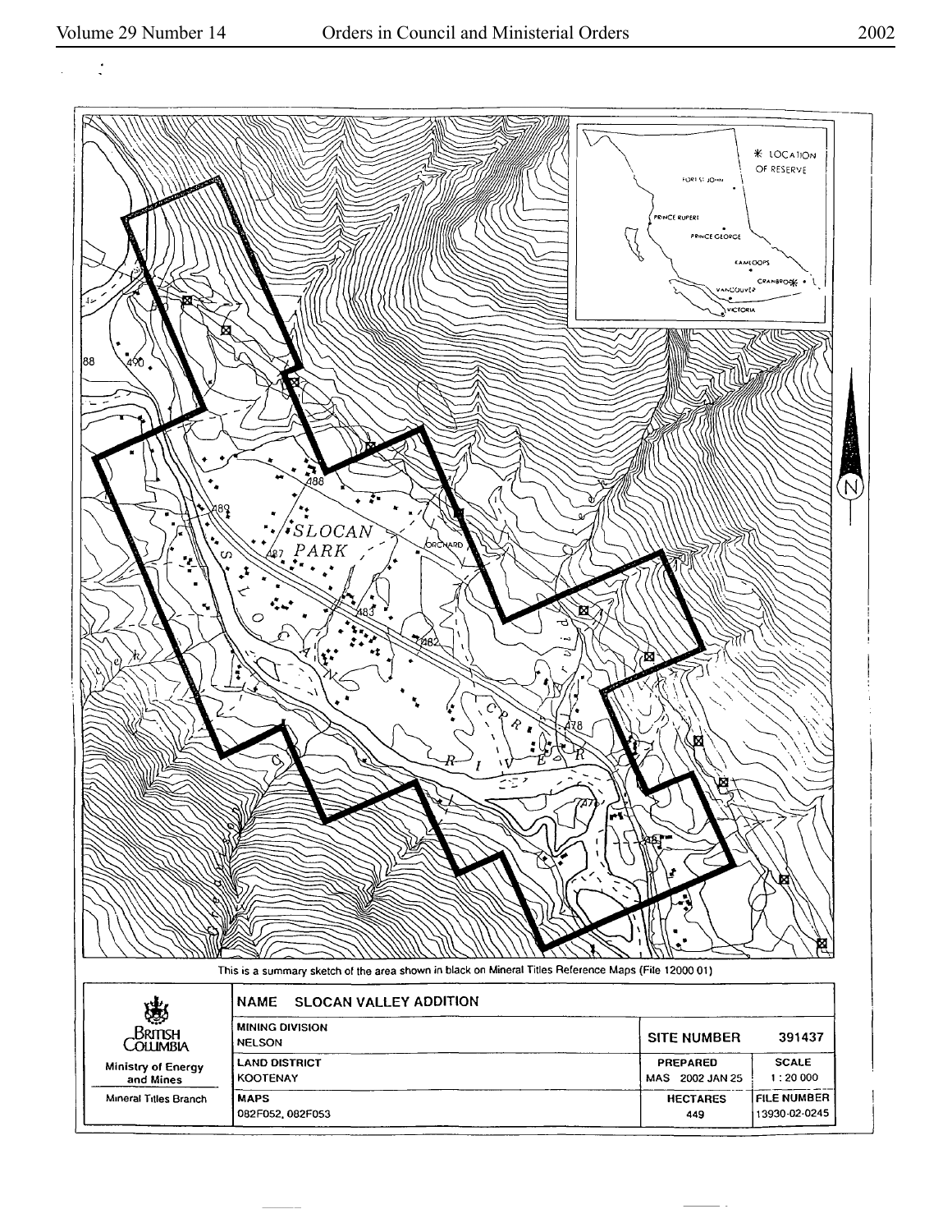This is a summary sketch of the area shown in black on Mineral Titles Reference Maps (File 12000 01)

| | | | |
|---|---|---|---|
| British Columbia | NAME SLOCAN VALLEY ADDITION | | |
| Ministry of Energy and Mines | MINING DIVISION NELSON | SITE NUMBER | 391437 |
| | LAND DISTRICT KOOTENAY | PREPARED MAS 2002 JAN 25 | SCALE 1 : 20 000 |
| Mineral Titles Branch | MAPS 082F052, 082F053 | HECTARES 449 | FILE NUMBER 13930-02-0245 |